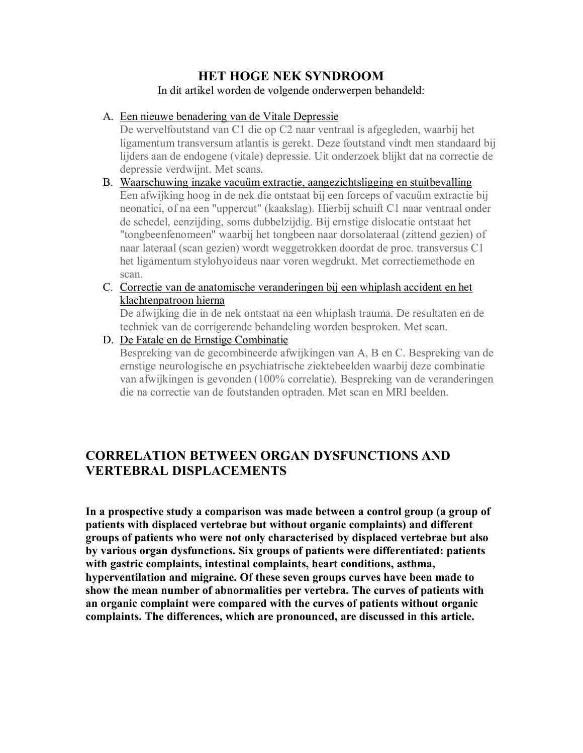# HET HOGE NEK SYNDROOM

In dit artikel worden de volgende onderwerpen behandeld:

A. Een nieuwe benadering van de Vitale Depressie
   De wervelfoutstand van C1 die op C2 naar ventraal is afgegleden, waarbij het ligamentum transversum atlantis is gerekt. Deze foutstand vindt men standaard bij lijders aan de endogene (vitale) depressie. Uit onderzoek blijkt dat na correctie de depressie verdwijnt. Met scans.
B. Waarschuwing inzake vacuüm extractie, aangezichtsligging en stuitbevalling
   Een afwijking hoog in de nek die ontstaat bij een forceps of vacuüm extractie bij neonatici, of na een "uppercut" (kaakslag). Hierbij schuift C1 naar ventraal onder de schedel, eenzijdig, soms dubbelzijdig. Bij ernstige dislocatie ontstaat het "tongbeenfenomeen" waarbij het tongbeen naar dorsolateraal (zittend gezien) of naar lateraal (scan gezien) wordt weggetrokken doordat de proc. transversus C1 het ligamentum stylohyoideus naar voren wegdrukt. Met correctiemethode en scan.
C. Correctie van de anatomische veranderingen bij een whiplash accident en het klachtenpatroon hierna
   De afwijking die in de nek ontstaat na een whiplash trauma. De resultaten en de techniek van de corrigerende behandeling worden besproken. Met scan.
D. De Fatale en de Ernstige Combinatie
   Bespreking van de gecombineerde afwijkingen van A, B en C. Bespreking van de ernstige neurologische en psychiatrische ziektebeelden waarbij deze combinatie van afwijkingen is gevonden (100% correlatie). Bespreking van de veranderingen die na correctie van de foutstanden optraden. Met scan en MRI beelden.

## CORRELATION BETWEEN ORGAN DYSFUNCTIONS AND VERTEBRAL DISPLACEMENTS

**In a prospective study a comparison was made between a control group (a group of patients with displaced vertebrae but without organic complaints) and different groups of patients who were not only characterised by displaced vertebrae but also by various organ dysfunctions. Six groups of patients were differentiated: patients with gastric complaints, intestinal complaints, heart conditions, asthma, hyperventilation and migraine. Of these seven groups curves have been made to show the mean number of abnormalities per vertebra. The curves of patients with an organic complaint were compared with the curves of patients without organic complaints. The differences, which are pronounced, are discussed in this article.**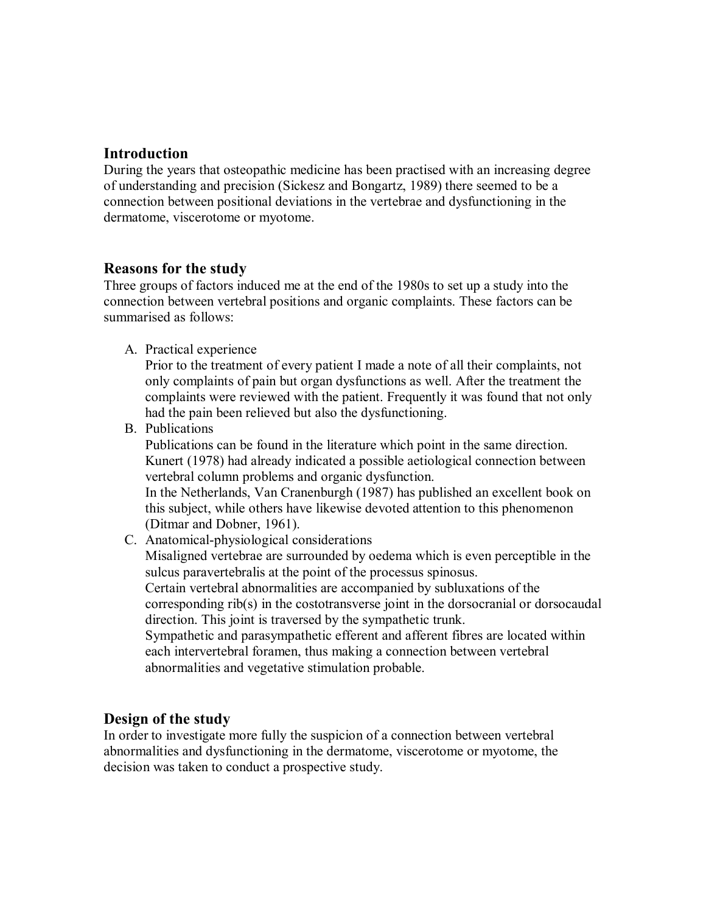## Introduction

During the years that osteopathic medicine has been practised with an increasing degree of understanding and precision (Sickesz and Bongartz, 1989) there seemed to be a connection between positional deviations in the vertebrae and dysfunctioning in the dermatome, viscerotome or myotome.

## Reasons for the study

Three groups of factors induced me at the end of the 1980s to set up a study into the connection between vertebral positions and organic complaints. These factors can be summarised as follows:

A. Practical experience
   Prior to the treatment of every patient I made a note of all their complaints, not only complaints of pain but organ dysfunctions as well. After the treatment the complaints were reviewed with the patient. Frequently it was found that not only had the pain been relieved but also the dysfunctioning.
B. Publications
   Publications can be found in the literature which point in the same direction. Kunert (1978) had already indicated a possible aetiological connection between vertebral column problems and organic dysfunction.
   In the Netherlands, Van Cranenburgh (1987) has published an excellent book on this subject, while others have likewise devoted attention to this phenomenon (Ditmar and Dobner, 1961).
C. Anatomical-physiological considerations
   Misaligned vertebrae are surrounded by oedema which is even perceptible in the sulcus paravertebralis at the point of the processus spinosus.
   Certain vertebral abnormalities are accompanied by subluxations of the corresponding rib(s) in the costotransverse joint in the dorsocranial or dorsocaudal direction. This joint is traversed by the sympathetic trunk.
   Sympathetic and parasympathetic efferent and afferent fibres are located within each intervertebral foramen, thus making a connection between vertebral abnormalities and vegetative stimulation probable.

## Design of the study

In order to investigate more fully the suspicion of a connection between vertebral abnormalities and dysfunctioning in the dermatome, viscerotome or myotome, the decision was taken to conduct a prospective study.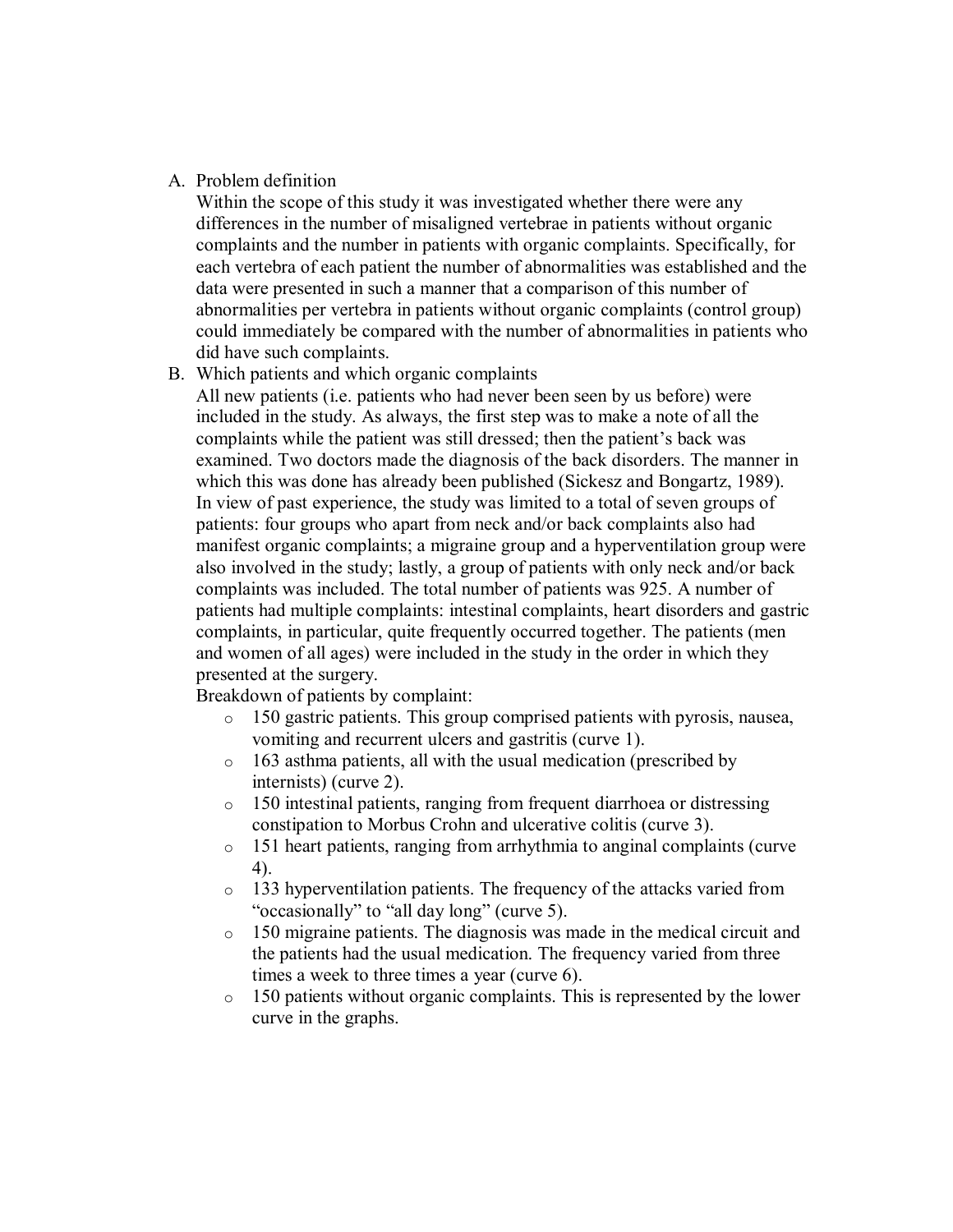A. Problem definition

Within the scope of this study it was investigated whether there were any differences in the number of misaligned vertebrae in patients without organic complaints and the number in patients with organic complaints. Specifically, for each vertebra of each patient the number of abnormalities was established and the data were presented in such a manner that a comparison of this number of abnormalities per vertebra in patients without organic complaints (control group) could immediately be compared with the number of abnormalities in patients who did have such complaints.

B. Which patients and which organic complaints

All new patients (i.e. patients who had never been seen by us before) were included in the study. As always, the first step was to make a note of all the complaints while the patient was still dressed; then the patient's back was examined. Two doctors made the diagnosis of the back disorders. The manner in which this was done has already been published (Sickesz and Bongartz, 1989). In view of past experience, the study was limited to a total of seven groups of patients: four groups who apart from neck and/or back complaints also had manifest organic complaints; a migraine group and a hyperventilation group were also involved in the study; lastly, a group of patients with only neck and/or back complaints was included. The total number of patients was 925. A number of patients had multiple complaints: intestinal complaints, heart disorders and gastric complaints, in particular, quite frequently occurred together. The patients (men and women of all ages) were included in the study in the order in which they presented at the surgery.

Breakdown of patients by complaint:

- 150 gastric patients. This group comprised patients with pyrosis, nausea, vomiting and recurrent ulcers and gastritis (curve 1).
- 163 asthma patients, all with the usual medication (prescribed by internists) (curve 2).
- 150 intestinal patients, ranging from frequent diarrhoea or distressing constipation to Morbus Crohn and ulcerative colitis (curve 3).
- 151 heart patients, ranging from arrhythmia to anginal complaints (curve 4).
- 133 hyperventilation patients. The frequency of the attacks varied from "occasionally" to "all day long" (curve 5).
- 150 migraine patients. The diagnosis was made in the medical circuit and the patients had the usual medication. The frequency varied from three times a week to three times a year (curve 6).
- 150 patients without organic complaints. This is represented by the lower curve in the graphs.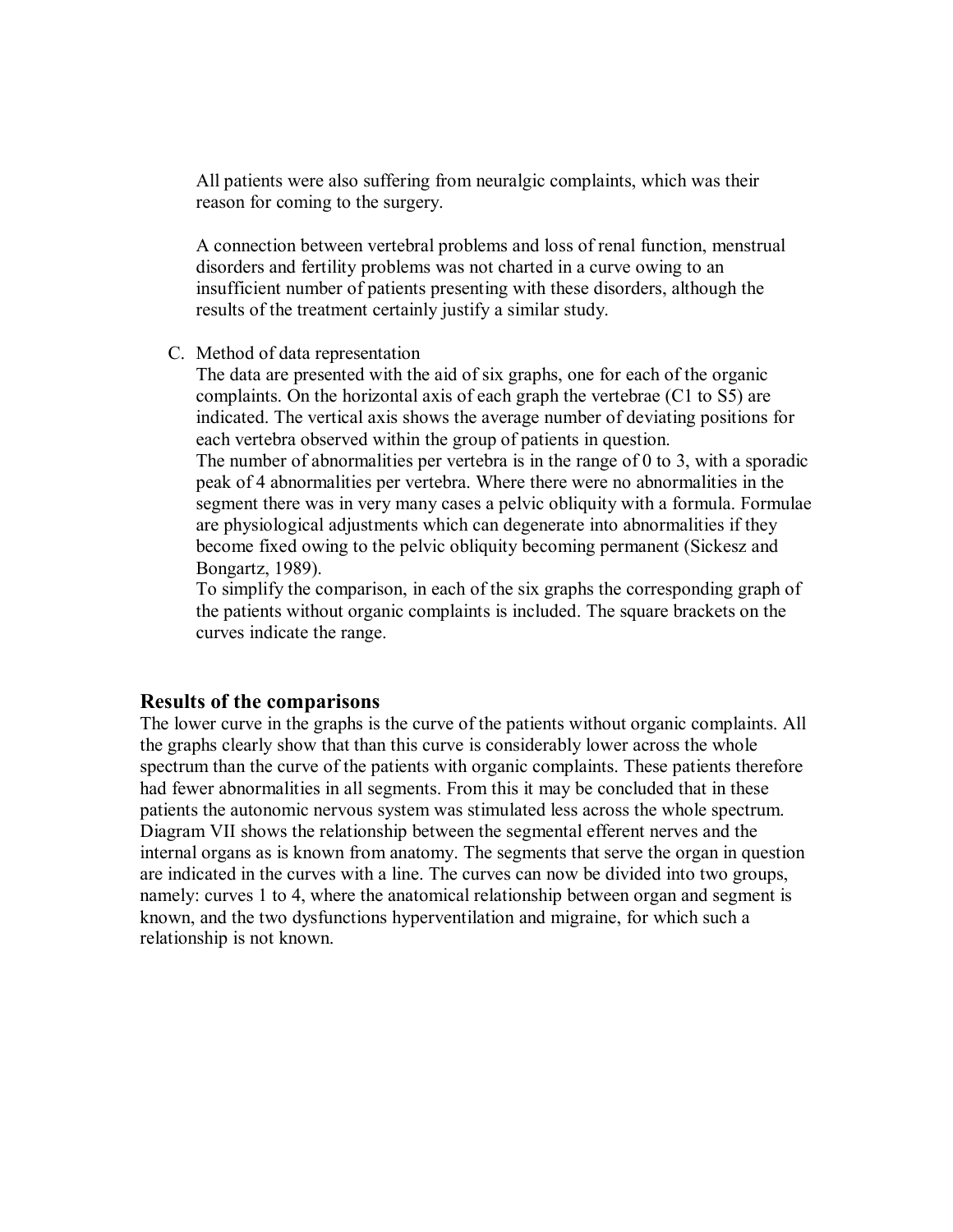All patients were also suffering from neuralgic complaints, which was their reason for coming to the surgery.

A connection between vertebral problems and loss of renal function, menstrual disorders and fertility problems was not charted in a curve owing to an insufficient number of patients presenting with these disorders, although the results of the treatment certainly justify a similar study.

C. Method of data representation

The data are presented with the aid of six graphs, one for each of the organic complaints. On the horizontal axis of each graph the vertebrae (C1 to S5) are indicated. The vertical axis shows the average number of deviating positions for each vertebra observed within the group of patients in question.

The number of abnormalities per vertebra is in the range of 0 to 3, with a sporadic peak of 4 abnormalities per vertebra. Where there were no abnormalities in the segment there was in very many cases a pelvic obliquity with a formula. Formulae are physiological adjustments which can degenerate into abnormalities if they become fixed owing to the pelvic obliquity becoming permanent (Sickesz and Bongartz, 1989).

To simplify the comparison, in each of the six graphs the corresponding graph of the patients without organic complaints is included. The square brackets on the curves indicate the range.

## Results of the comparisons

The lower curve in the graphs is the curve of the patients without organic complaints. All the graphs clearly show that than this curve is considerably lower across the whole spectrum than the curve of the patients with organic complaints. These patients therefore had fewer abnormalities in all segments. From this it may be concluded that in these patients the autonomic nervous system was stimulated less across the whole spectrum. Diagram VII shows the relationship between the segmental efferent nerves and the internal organs as is known from anatomy. The segments that serve the organ in question are indicated in the curves with a line. The curves can now be divided into two groups, namely: curves 1 to 4, where the anatomical relationship between organ and segment is known, and the two dysfunctions hyperventilation and migraine, for which such a relationship is not known.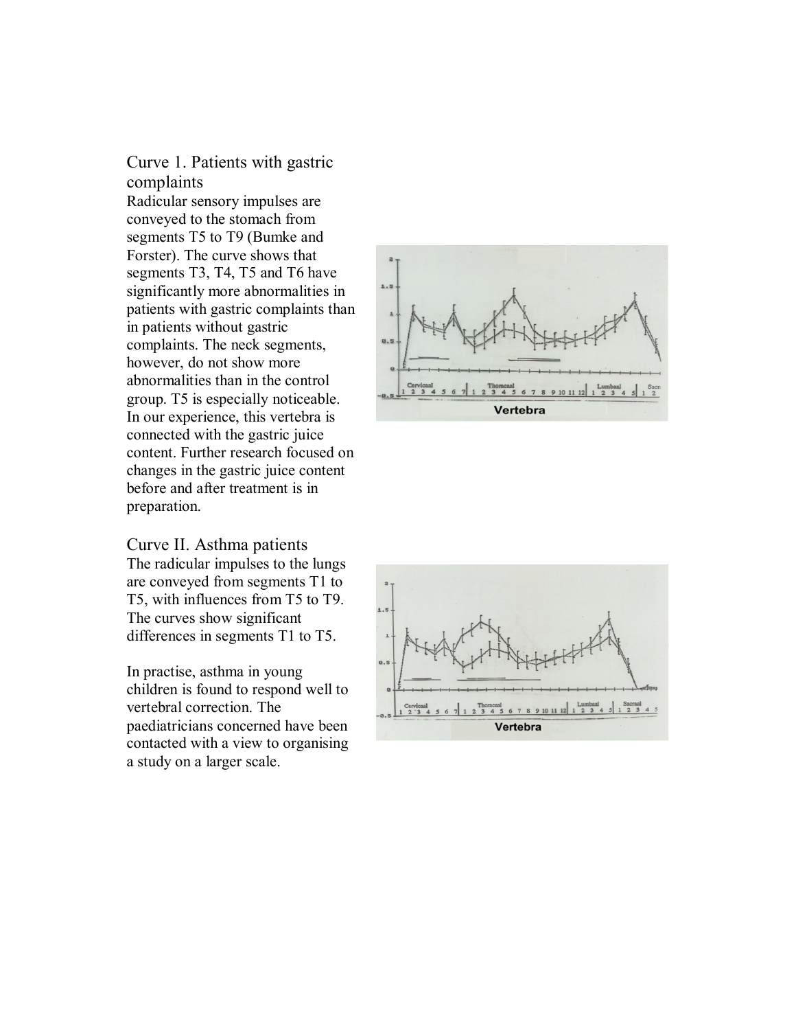## Curve 1. Patients with gastric complaints

Radicular sensory impulses are conveyed to the stomach from segments T5 to T9 (Bumke and Forster). The curve shows that segments T3, T4, T5 and T6 have significantly more abnormalities in patients with gastric complaints than in patients without gastric complaints. The neck segments, however, do not show more abnormalities than in the control group. T5 is especially noticeable. In our experience, this vertebra is connected with the gastric juice content. Further research focused on changes in the gastric juice content before and after treatment is in preparation.

## Curve II. Asthma patients

The radicular impulses to the lungs are conveyed from segments T1 to T5, with influences from T5 to T9. The curves show significant differences in segments T1 to T5.

In practise, asthma in young children is found to respond well to vertebral correction. The paediatricians concerned have been contacted with a view to organising a study on a larger scale.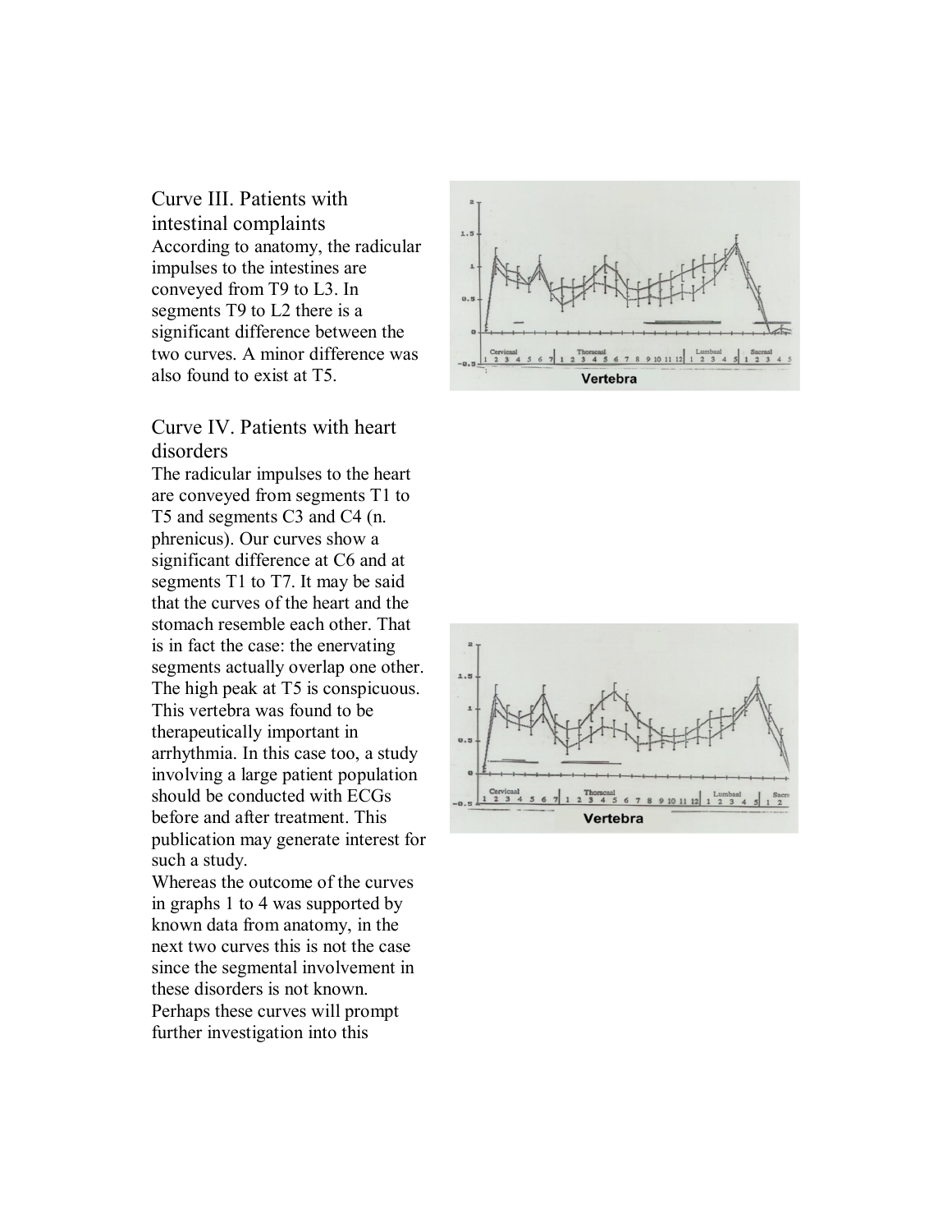## Curve III. Patients with intestinal complaints

According to anatomy, the radicular impulses to the intestines are conveyed from T9 to L3. In segments T9 to L2 there is a significant difference between the two curves. A minor difference was also found to exist at T5.

## Curve IV. Patients with heart disorders

The radicular impulses to the heart are conveyed from segments T1 to T5 and segments C3 and C4 (n. phrenicus). Our curves show a significant difference at C6 and at segments T1 to T7. It may be said that the curves of the heart and the stomach resemble each other. That is in fact the case: the enervating segments actually overlap one other. The high peak at T5 is conspicuous. This vertebra was found to be therapeutically important in arrhythmia. In this case too, a study involving a large patient population should be conducted with ECGs before and after treatment. This publication may generate interest for such a study.

Whereas the outcome of the curves in graphs 1 to 4 was supported by known data from anatomy, in the next two curves this is not the case since the segmental involvement in these disorders is not known. Perhaps these curves will prompt further investigation into this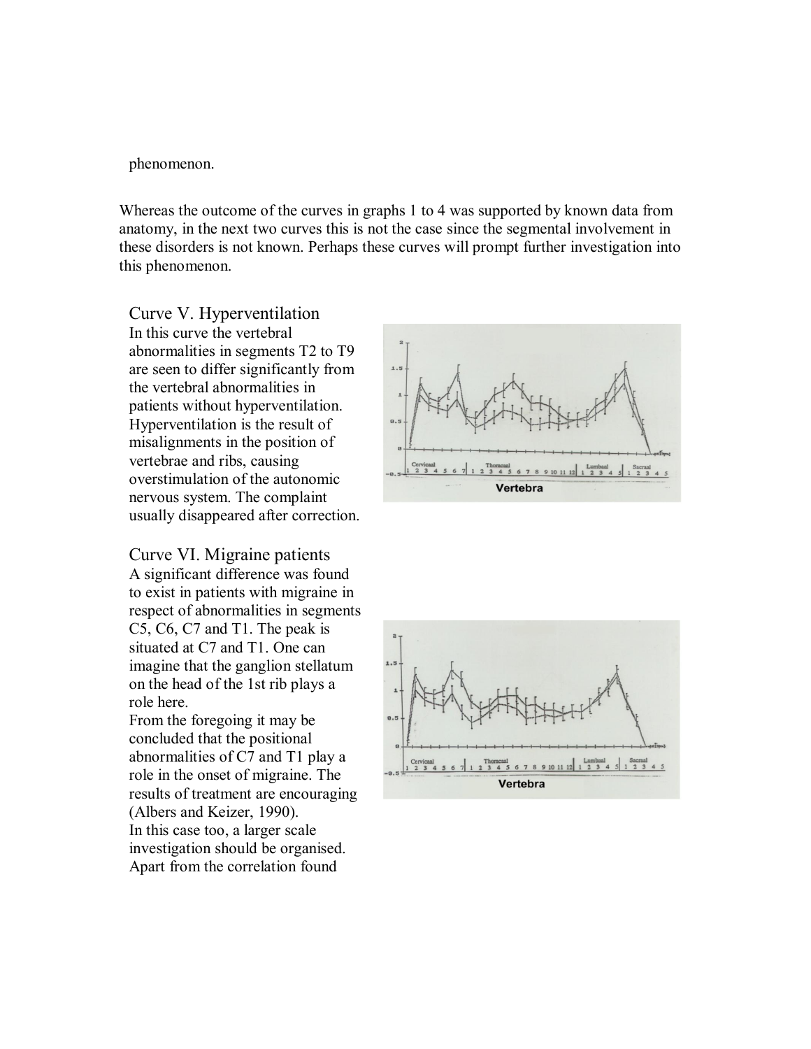phenomenon.

Whereas the outcome of the curves in graphs 1 to 4 was supported by known data from anatomy, in the next two curves this is not the case since the segmental involvement in these disorders is not known. Perhaps these curves will prompt further investigation into this phenomenon.

## Curve V. Hyperventilation

In this curve the vertebral abnormalities in segments T2 to T9 are seen to differ significantly from the vertebral abnormalities in patients without hyperventilation. Hyperventilation is the result of misalignments in the position of vertebrae and ribs, causing overstimulation of the autonomic nervous system. The complaint usually disappeared after correction.

## Curve VI. Migraine patients

A significant difference was found to exist in patients with migraine in respect of abnormalities in segments C5, C6, C7 and T1. The peak is situated at C7 and T1. One can imagine that the ganglion stellatum on the head of the 1st rib plays a role here.

From the foregoing it may be concluded that the positional abnormalities of C7 and T1 play a role in the onset of migraine. The results of treatment are encouraging (Albers and Keizer, 1990).

In this case too, a larger scale investigation should be organised. Apart from the correlation found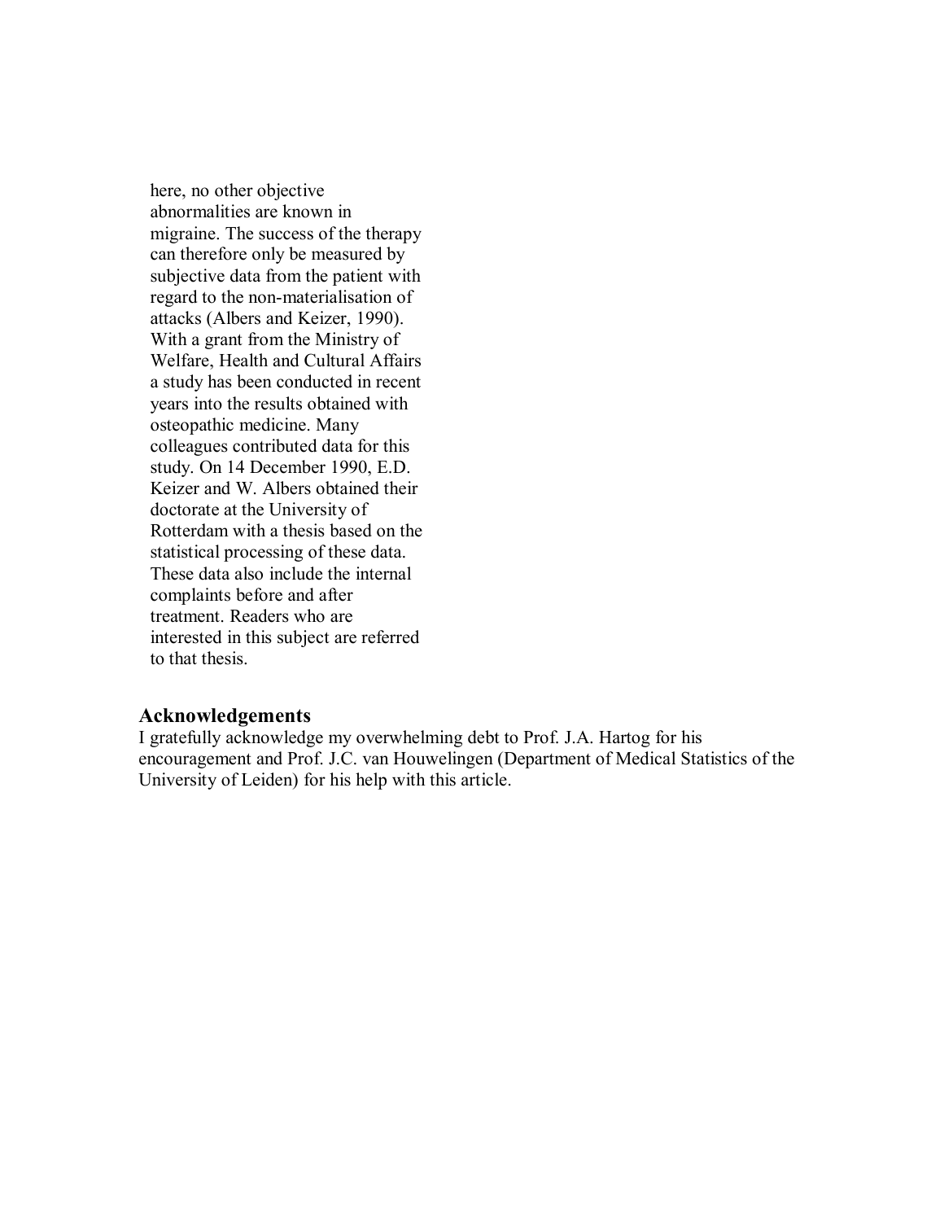here, no other objective abnormalities are known in migraine. The success of the therapy can therefore only be measured by subjective data from the patient with regard to the non-materialisation of attacks (Albers and Keizer, 1990). With a grant from the Ministry of Welfare, Health and Cultural Affairs a study has been conducted in recent years into the results obtained with osteopathic medicine. Many colleagues contributed data for this study. On 14 December 1990, E.D. Keizer and W. Albers obtained their doctorate at the University of Rotterdam with a thesis based on the statistical processing of these data. These data also include the internal complaints before and after treatment. Readers who are interested in this subject are referred to that thesis.

## Acknowledgements

I gratefully acknowledge my overwhelming debt to Prof. J.A. Hartog for his encouragement and Prof. J.C. van Houwelingen (Department of Medical Statistics of the University of Leiden) for his help with this article.